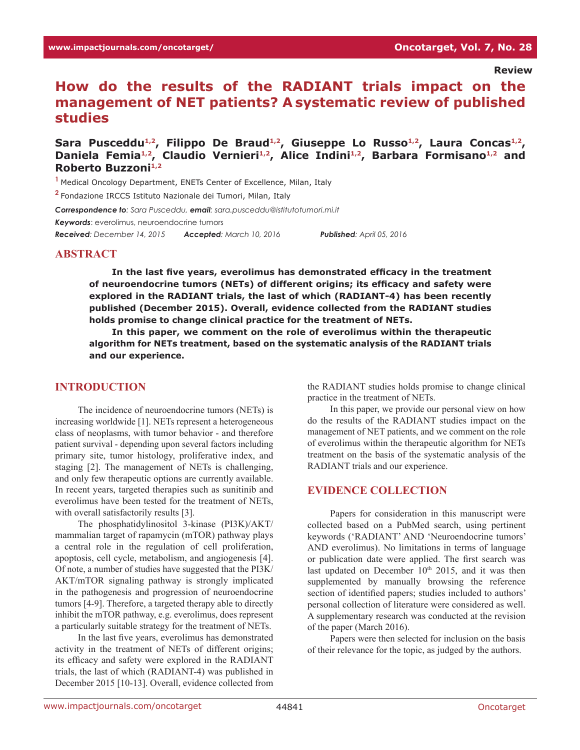Review

# How do the results of the RADIANT trials impact on the management of NET patients? A systematic review of published studies

**Sara Pusceddu[1,2], Filippo De Braud[1,2], Giuseppe Lo Russo[1,2], Laura Concas[1,2], Daniela Femia[1,2], Claudio Vernieri[1,2], Alice Indini[1,2], Barbara Formisano[1,2] and Roberto Buzzoni[1,2]**

[1] Medical Oncology Department, ENETs Center of Excellence, Milan, Italy

[2] Fondazione IRCCS Istituto Nazionale dei Tumori, Milan, Italy

***Correspondence to**: Sara Pusceddu, **email**: sara.pusceddu@istitutotumori.mi.it*

***Keywords***: everolimus, neuroendocrine tumors

***Received**: December 14, 2015* ***Accepted**: March 10, 2016* ***Published**: April 05, 2016*

## ABSTRACT

**In the last five years, everolimus has demonstrated efficacy in the treatment of neuroendocrine tumors (NETs) of different origins; its efficacy and safety were explored in the RADIANT trials, the last of which (RADIANT-4) has been recently published (December 2015). Overall, evidence collected from the RADIANT studies holds promise to change clinical practice for the treatment of NETs.**

**In this paper, we comment on the role of everolimus within the therapeutic algorithm for NETs treatment, based on the systematic analysis of the RADIANT trials and our experience.**

## INTRODUCTION

The incidence of neuroendocrine tumors (NETs) is increasing worldwide [1]. NETs represent a heterogeneous class of neoplasms, with tumor behavior - and therefore patient survival - depending upon several factors including primary site, tumor histology, proliferative index, and staging [2]. The management of NETs is challenging, and only few therapeutic options are currently available. In recent years, targeted therapies such as sunitinib and everolimus have been tested for the treatment of NETs, with overall satisfactorily results [3].

The phosphatidylinositol 3-kinase (PI3K)/AKT/mammalian target of rapamycin (mTOR) pathway plays a central role in the regulation of cell proliferation, apoptosis, cell cycle, metabolism, and angiogenesis [4]. Of note, a number of studies have suggested that the PI3K/AKT/mTOR signaling pathway is strongly implicated in the pathogenesis and progression of neuroendocrine tumors [4-9]. Therefore, a targeted therapy able to directly inhibit the mTOR pathway, e.g. everolimus, does represent a particularly suitable strategy for the treatment of NETs.

In the last five years, everolimus has demonstrated activity in the treatment of NETs of different origins; its efficacy and safety were explored in the RADIANT trials, the last of which (RADIANT-4) was published in December 2015 [10-13]. Overall, evidence collected from the RADIANT studies holds promise to change clinical practice in the treatment of NETs.

In this paper, we provide our personal view on how do the results of the RADIANT studies impact on the management of NET patients, and we comment on the role of everolimus within the therapeutic algorithm for NETs treatment on the basis of the systematic analysis of the RADIANT trials and our experience.

## EVIDENCE COLLECTION

Papers for consideration in this manuscript were collected based on a PubMed search, using pertinent keywords ('RADIANT' AND 'Neuroendocrine tumors' AND everolimus). No limitations in terms of language or publication date were applied. The first search was last updated on December 10th 2015, and it was then supplemented by manually browsing the reference section of identified papers; studies included to authors' personal collection of literature were considered as well. A supplementary research was conducted at the revision of the paper (March 2016).

Papers were then selected for inclusion on the basis of their relevance for the topic, as judged by the authors.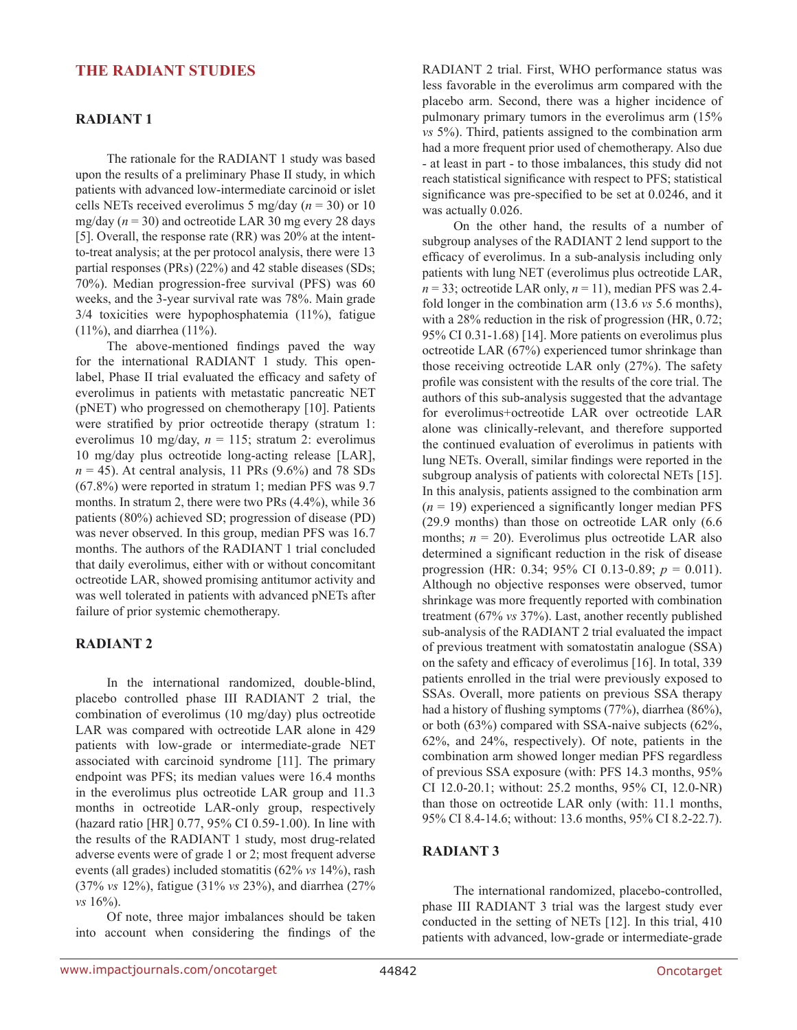## THE RADIANT STUDIES

### RADIANT 1

The rationale for the RADIANT 1 study was based upon the results of a preliminary Phase II study, in which patients with advanced low-intermediate carcinoid or islet cells NETs received everolimus 5 mg/day ($n = 30$) or 10 mg/day ($n = 30$) and octreotide LAR 30 mg every 28 days [5]. Overall, the response rate (RR) was 20% at the intent-to-treat analysis; at the per protocol analysis, there were 13 partial responses (PRs) (22%) and 42 stable diseases (SDs; 70%). Median progression-free survival (PFS) was 60 weeks, and the 3-year survival rate was 78%. Main grade 3/4 toxicities were hypophosphatemia (11%), fatigue (11%), and diarrhea (11%).

The above-mentioned findings paved the way for the international RADIANT 1 study. This open-label, Phase II trial evaluated the efficacy and safety of everolimus in patients with metastatic pancreatic NET (pNET) who progressed on chemotherapy [10]. Patients were stratified by prior octreotide therapy (stratum 1: everolimus 10 mg/day, $n = 115$; stratum 2: everolimus 10 mg/day plus octreotide long-acting release [LAR], $n = 45$). At central analysis, 11 PRs (9.6%) and 78 SDs (67.8%) were reported in stratum 1; median PFS was 9.7 months. In stratum 2, there were two PRs (4.4%), while 36 patients (80%) achieved SD; progression of disease (PD) was never observed. In this group, median PFS was 16.7 months. The authors of the RADIANT 1 trial concluded that daily everolimus, either with or without concomitant octreotide LAR, showed promising antitumor activity and was well tolerated in patients with advanced pNETs after failure of prior systemic chemotherapy.

### RADIANT 2

In the international randomized, double-blind, placebo controlled phase III RADIANT 2 trial, the combination of everolimus (10 mg/day) plus octreotide LAR was compared with octreotide LAR alone in 429 patients with low-grade or intermediate-grade NET associated with carcinoid syndrome [11]. The primary endpoint was PFS; its median values were 16.4 months in the everolimus plus octreotide LAR group and 11.3 months in octreotide LAR-only group, respectively (hazard ratio [HR] 0.77, 95% CI 0.59-1.00). In line with the results of the RADIANT 1 study, most drug-related adverse events were of grade 1 or 2; most frequent adverse events (all grades) included stomatitis (62% *vs* 14%), rash (37% *vs* 12%), fatigue (31% *vs* 23%), and diarrhea (27% *vs* 16%).

Of note, three major imbalances should be taken into account when considering the findings of the RADIANT 2 trial. First, WHO performance status was less favorable in the everolimus arm compared with the placebo arm. Second, there was a higher incidence of pulmonary primary tumors in the everolimus arm (15% *vs* 5%). Third, patients assigned to the combination arm had a more frequent prior used of chemotherapy. Also due - at least in part - to those imbalances, this study did not reach statistical significance with respect to PFS; statistical significance was pre-specified to be set at 0.0246, and it was actually 0.026.

On the other hand, the results of a number of subgroup analyses of the RADIANT 2 lend support to the efficacy of everolimus. In a sub-analysis including only patients with lung NET (everolimus plus octreotide LAR, $n = 33$; octreotide LAR only, $n = 11$), median PFS was 2.4-fold longer in the combination arm (13.6 *vs* 5.6 months), with a 28% reduction in the risk of progression (HR, 0.72; 95% CI 0.31-1.68) [14]. More patients on everolimus plus octreotide LAR (67%) experienced tumor shrinkage than those receiving octreotide LAR only (27%). The safety profile was consistent with the results of the core trial. The authors of this sub-analysis suggested that the advantage for everolimus+octreotide LAR over octreotide LAR alone was clinically-relevant, and therefore supported the continued evaluation of everolimus in patients with lung NETs. Overall, similar findings were reported in the subgroup analysis of patients with colorectal NETs [15]. In this analysis, patients assigned to the combination arm ($n = 19$) experienced a significantly longer median PFS (29.9 months) than those on octreotide LAR only (6.6 months; $n = 20$). Everolimus plus octreotide LAR also determined a significant reduction in the risk of disease progression (HR: 0.34; 95% CI 0.13-0.89; $p = 0.011$). Although no objective responses were observed, tumor shrinkage was more frequently reported with combination treatment (67% *vs* 37%). Last, another recently published sub-analysis of the RADIANT 2 trial evaluated the impact of previous treatment with somatostatin analogue (SSA) on the safety and efficacy of everolimus [16]. In total, 339 patients enrolled in the trial were previously exposed to SSAs. Overall, more patients on previous SSA therapy had a history of flushing symptoms (77%), diarrhea (86%), or both (63%) compared with SSA-naive subjects (62%, 62%, and 24%, respectively). Of note, patients in the combination arm showed longer median PFS regardless of previous SSA exposure (with: PFS 14.3 months, 95% CI 12.0-20.1; without: 25.2 months, 95% CI, 12.0-NR) than those on octreotide LAR only (with: 11.1 months, 95% CI 8.4-14.6; without: 13.6 months, 95% CI 8.2-22.7).

### RADIANT 3

The international randomized, placebo-controlled, phase III RADIANT 3 trial was the largest study ever conducted in the setting of NETs [12]. In this trial, 410 patients with advanced, low-grade or intermediate-grade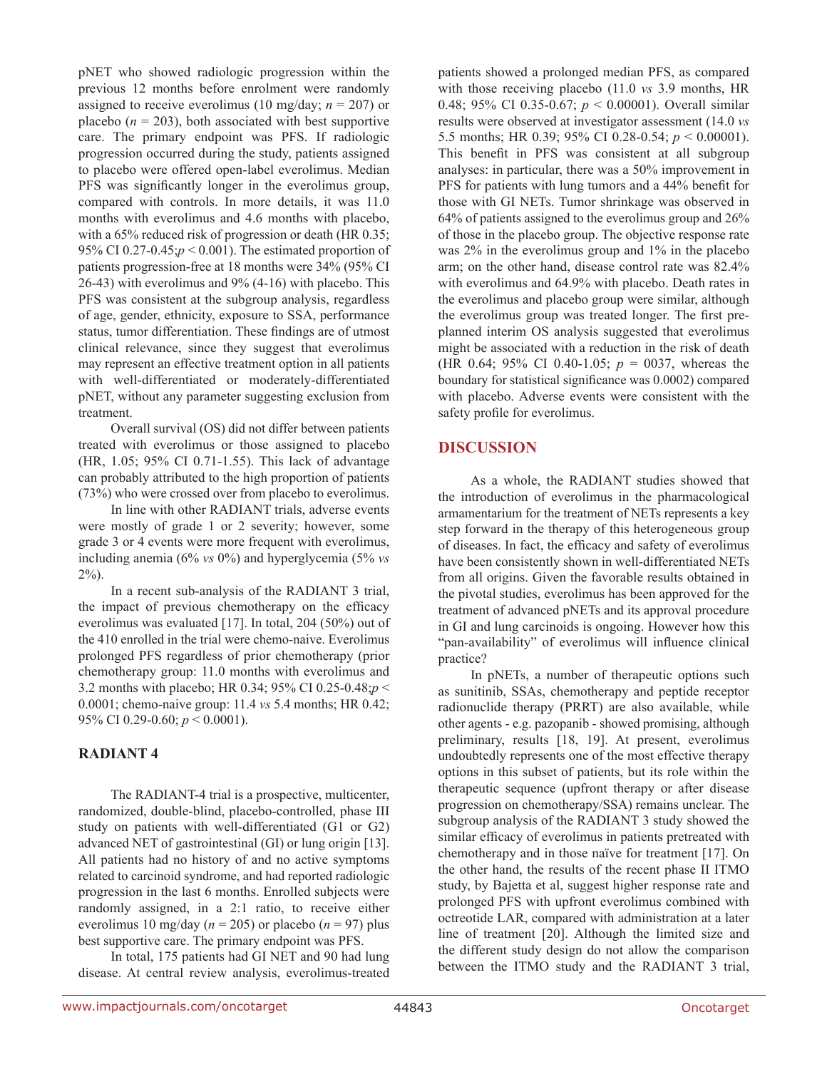pNET who showed radiologic progression within the previous 12 months before enrolment were randomly assigned to receive everolimus (10 mg/day; $n = 207$) or placebo ($n = 203$), both associated with best supportive care. The primary endpoint was PFS. If radiologic progression occurred during the study, patients assigned to placebo were offered open-label everolimus. Median PFS was significantly longer in the everolimus group, compared with controls. In more details, it was 11.0 months with everolimus and 4.6 months with placebo, with a 65% reduced risk of progression or death (HR 0.35; 95% CI 0.27-0.45;$p < 0.001$). The estimated proportion of patients progression-free at 18 months were 34% (95% CI 26-43) with everolimus and 9% (4-16) with placebo. This PFS was consistent at the subgroup analysis, regardless of age, gender, ethnicity, exposure to SSA, performance status, tumor differentiation. These findings are of utmost clinical relevance, since they suggest that everolimus may represent an effective treatment option in all patients with well-differentiated or moderately-differentiated pNET, without any parameter suggesting exclusion from treatment.

Overall survival (OS) did not differ between patients treated with everolimus or those assigned to placebo (HR, 1.05; 95% CI 0.71-1.55). This lack of advantage can probably attributed to the high proportion of patients (73%) who were crossed over from placebo to everolimus.

In line with other RADIANT trials, adverse events were mostly of grade 1 or 2 severity; however, some grade 3 or 4 events were more frequent with everolimus, including anemia (6% *vs* 0%) and hyperglycemia (5% *vs* 2%).

In a recent sub-analysis of the RADIANT 3 trial, the impact of previous chemotherapy on the efficacy everolimus was evaluated [17]. In total, 204 (50%) out of the 410 enrolled in the trial were chemo-naive. Everolimus prolonged PFS regardless of prior chemotherapy (prior chemotherapy group: 11.0 months with everolimus and 3.2 months with placebo; HR 0.34; 95% CI 0.25-0.48;$p < 0.0001$; chemo-naive group: 11.4 *vs* 5.4 months; HR 0.42; 95% CI 0.29-0.60; $p < 0.0001$).

## RADIANT 4

The RADIANT-4 trial is a prospective, multicenter, randomized, double-blind, placebo-controlled, phase III study on patients with well-differentiated (G1 or G2) advanced NET of gastrointestinal (GI) or lung origin [13]. All patients had no history of and no active symptoms related to carcinoid syndrome, and had reported radiologic progression in the last 6 months. Enrolled subjects were randomly assigned, in a 2:1 ratio, to receive either everolimus 10 mg/day ($n = 205$) or placebo ($n = 97$) plus best supportive care. The primary endpoint was PFS.

In total, 175 patients had GI NET and 90 had lung disease. At central review analysis, everolimus-treated patients showed a prolonged median PFS, as compared with those receiving placebo (11.0 *vs* 3.9 months, HR 0.48; 95% CI 0.35-0.67; $p < 0.00001$). Overall similar results were observed at investigator assessment (14.0 *vs* 5.5 months; HR 0.39; 95% CI 0.28-0.54; $p < 0.00001$). This benefit in PFS was consistent at all subgroup analyses: in particular, there was a 50% improvement in PFS for patients with lung tumors and a 44% benefit for those with GI NETs. Tumor shrinkage was observed in 64% of patients assigned to the everolimus group and 26% of those in the placebo group. The objective response rate was 2% in the everolimus group and 1% in the placebo arm; on the other hand, disease control rate was 82.4% with everolimus and 64.9% with placebo. Death rates in the everolimus and placebo group were similar, although the everolimus group was treated longer. The first pre-planned interim OS analysis suggested that everolimus might be associated with a reduction in the risk of death (HR 0.64; 95% CI 0.40-1.05; $p = 0037$, whereas the boundary for statistical significance was 0.0002) compared with placebo. Adverse events were consistent with the safety profile for everolimus.

## DISCUSSION

As a whole, the RADIANT studies showed that the introduction of everolimus in the pharmacological armamentarium for the treatment of NETs represents a key step forward in the therapy of this heterogeneous group of diseases. In fact, the efficacy and safety of everolimus have been consistently shown in well-differentiated NETs from all origins. Given the favorable results obtained in the pivotal studies, everolimus has been approved for the treatment of advanced pNETs and its approval procedure in GI and lung carcinoids is ongoing. However how this "pan-availability" of everolimus will influence clinical practice?

In pNETs, a number of therapeutic options such as sunitinib, SSAs, chemotherapy and peptide receptor radionuclide therapy (PRRT) are also available, while other agents - e.g. pazopanib - showed promising, although preliminary, results [18, 19]. At present, everolimus undoubtedly represents one of the most effective therapy options in this subset of patients, but its role within the therapeutic sequence (upfront therapy or after disease progression on chemotherapy/SSA) remains unclear. The subgroup analysis of the RADIANT 3 study showed the similar efficacy of everolimus in patients pretreated with chemotherapy and in those naïve for treatment [17]. On the other hand, the results of the recent phase II ITMO study, by Bajetta et al, suggest higher response rate and prolonged PFS with upfront everolimus combined with octreotide LAR, compared with administration at a later line of treatment [20]. Although the limited size and the different study design do not allow the comparison between the ITMO study and the RADIANT 3 trial,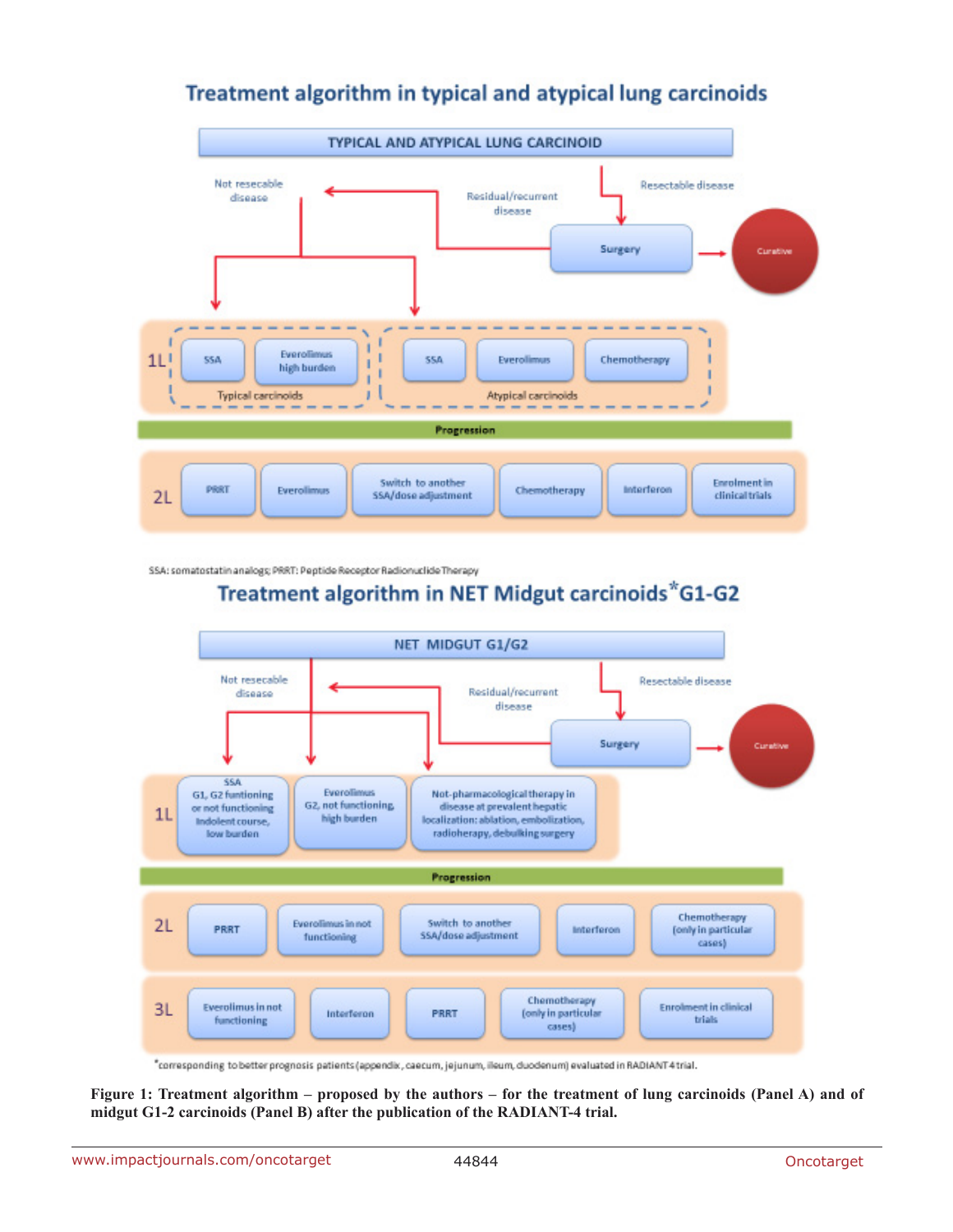## Treatment algorithm in typical and atypical lung carcinoids

TYPICAL AND ATYPICAL LUNG CARCINOID

- Resectable disease → Surgery → Curative
- Surgery → Residual/recurrent disease → Not resecable disease
- Not resecable disease → 1L

**1L**

- Typical carcinoids: SSA; Everolimus high burden
- Atypical carcinoids: SSA; Everolimus; Chemotherapy

**Progression**

**2L**: PRRT; Everolimus; Switch to another SSA/dose adjustment; Chemotherapy; Interferon; Enrolment in clinical trials

SSA: somatostatin analog; PRRT: Peptide Receptor Radionuclide Therapy

## Treatment algorithm in NET Midgut carcinoids*G1-G2

NET MIDGUT G1/G2

- Resectable disease → Surgery → Curative
- Surgery → Residual/recurrent disease → Not resecable disease
- Not resecable disease → 1L

**1L**

- SSA G1, G2 funtioning or not functioning Indolent course, low burden
- Everolimus G2, not functioning, high burden
- Not-pharmacological therapy in disease at prevalent hepatic localization: ablation, embolization, radioherapy, debulking surgery

**Progression**

**2L**: PRRT; Everolimus in not functioning; Switch to another SSA/dose adjustment; Interferon; Chemotherapy (only in particular cases)

**3L**: Everolimus in not functioning; Interferon; PRRT; Chemotherapy (only in particular cases); Enrolment in clinical trials

*corresponding to better prognosis patients (appendix, caecum, jejunum, ileum, duodenum) evaluated in RADIANT4 trial.

**Figure 1: Treatment algorithm – proposed by the authors – for the treatment of lung carcinoids (Panel A) and of midgut G1-2 carcinoids (Panel B) after the publication of the RADIANT-4 trial.**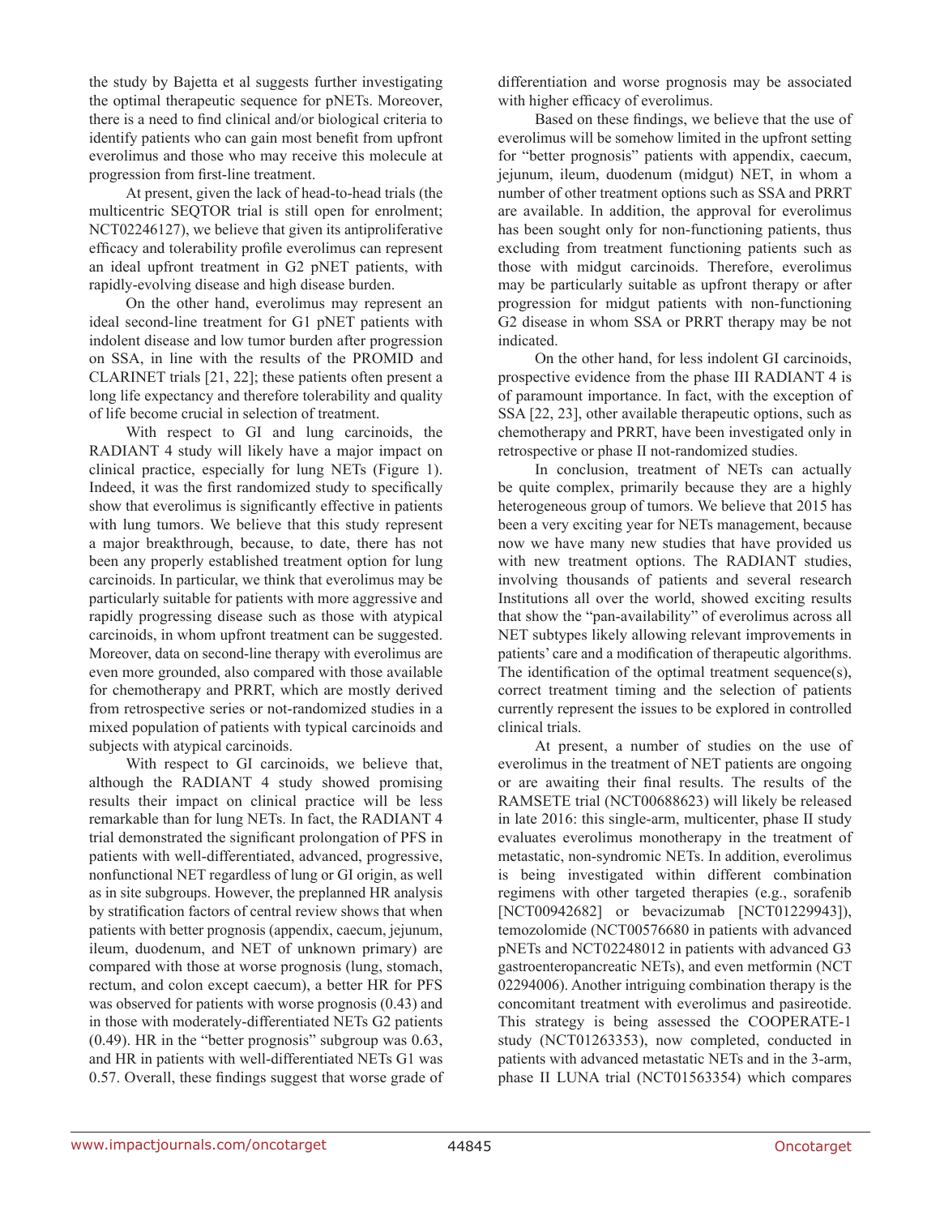the study by Bajetta et al suggests further investigating the optimal therapeutic sequence for pNETs. Moreover, there is a need to find clinical and/or biological criteria to identify patients who can gain most benefit from upfront everolimus and those who may receive this molecule at progression from first-line treatment.

At present, given the lack of head-to-head trials (the multicentric SEQTOR trial is still open for enrolment; NCT02246127), we believe that given its antiproliferative efficacy and tolerability profile everolimus can represent an ideal upfront treatment in G2 pNET patients, with rapidly-evolving disease and high disease burden.

On the other hand, everolimus may represent an ideal second-line treatment for G1 pNET patients with indolent disease and low tumor burden after progression on SSA, in line with the results of the PROMID and CLARINET trials [21, 22]; these patients often present a long life expectancy and therefore tolerability and quality of life become crucial in selection of treatment.

With respect to GI and lung carcinoids, the RADIANT 4 study will likely have a major impact on clinical practice, especially for lung NETs (Figure 1). Indeed, it was the first randomized study to specifically show that everolimus is significantly effective in patients with lung tumors. We believe that this study represent a major breakthrough, because, to date, there has not been any properly established treatment option for lung carcinoids. In particular, we think that everolimus may be particularly suitable for patients with more aggressive and rapidly progressing disease such as those with atypical carcinoids, in whom upfront treatment can be suggested. Moreover, data on second-line therapy with everolimus are even more grounded, also compared with those available for chemotherapy and PRRT, which are mostly derived from retrospective series or not-randomized studies in a mixed population of patients with typical carcinoids and subjects with atypical carcinoids.

With respect to GI carcinoids, we believe that, although the RADIANT 4 study showed promising results their impact on clinical practice will be less remarkable than for lung NETs. In fact, the RADIANT 4 trial demonstrated the significant prolongation of PFS in patients with well-differentiated, advanced, progressive, nonfunctional NET regardless of lung or GI origin, as well as in site subgroups. However, the preplanned HR analysis by stratification factors of central review shows that when patients with better prognosis (appendix, caecum, jejunum, ileum, duodenum, and NET of unknown primary) are compared with those at worse prognosis (lung, stomach, rectum, and colon except caecum), a better HR for PFS was observed for patients with worse prognosis (0.43) and in those with moderately-differentiated NETs G2 patients (0.49). HR in the "better prognosis" subgroup was 0.63, and HR in patients with well-differentiated NETs G1 was 0.57. Overall, these findings suggest that worse grade of differentiation and worse prognosis may be associated with higher efficacy of everolimus.

Based on these findings, we believe that the use of everolimus will be somehow limited in the upfront setting for "better prognosis" patients with appendix, caecum, jejunum, ileum, duodenum (midgut) NET, in whom a number of other treatment options such as SSA and PRRT are available. In addition, the approval for everolimus has been sought only for non-functioning patients, thus excluding from treatment functioning patients such as those with midgut carcinoids. Therefore, everolimus may be particularly suitable as upfront therapy or after progression for midgut patients with non-functioning G2 disease in whom SSA or PRRT therapy may be not indicated.

On the other hand, for less indolent GI carcinoids, prospective evidence from the phase III RADIANT 4 is of paramount importance. In fact, with the exception of SSA [22, 23], other available therapeutic options, such as chemotherapy and PRRT, have been investigated only in retrospective or phase II not-randomized studies.

In conclusion, treatment of NETs can actually be quite complex, primarily because they are a highly heterogeneous group of tumors. We believe that 2015 has been a very exciting year for NETs management, because now we have many new studies that have provided us with new treatment options. The RADIANT studies, involving thousands of patients and several research Institutions all over the world, showed exciting results that show the "pan-availability" of everolimus across all NET subtypes likely allowing relevant improvements in patients' care and a modification of therapeutic algorithms. The identification of the optimal treatment sequence(s), correct treatment timing and the selection of patients currently represent the issues to be explored in controlled clinical trials.

At present, a number of studies on the use of everolimus in the treatment of NET patients are ongoing or are awaiting their final results. The results of the RAMSETE trial (NCT00688623) will likely be released in late 2016: this single-arm, multicenter, phase II study evaluates everolimus monotherapy in the treatment of metastatic, non-syndromic NETs. In addition, everolimus is being investigated within different combination regimens with other targeted therapies (e.g., sorafenib [NCT00942682] or bevacizumab [NCT01229943]), temozolomide (NCT00576680 in patients with advanced pNETs and NCT02248012 in patients with advanced G3 gastroenteropancreatic NETs), and even metformin (NCT 02294006). Another intriguing combination therapy is the concomitant treatment with everolimus and pasireotide. This strategy is being assessed the COOPERATE-1 study (NCT01263353), now completed, conducted in patients with advanced metastatic NETs and in the 3-arm, phase II LUNA trial (NCT01563354) which compares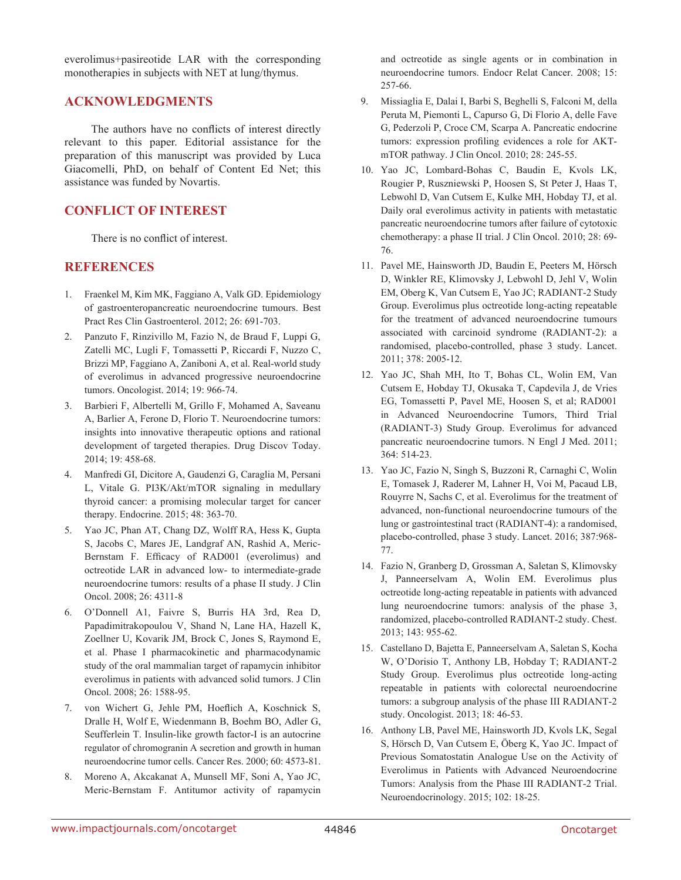everolimus+pasireotide LAR with the corresponding monotherapies in subjects with NET at lung/thymus.

## ACKNOWLEDGMENTS

The authors have no conflicts of interest directly relevant to this paper. Editorial assistance for the preparation of this manuscript was provided by Luca Giacomelli, PhD, on behalf of Content Ed Net; this assistance was funded by Novartis.

## CONFLICT OF INTEREST

There is no conflict of interest.

## REFERENCES

1. Fraenkel M, Kim MK, Faggiano A, Valk GD. Epidemiology of gastroenteropancreatic neuroendocrine tumours. Best Pract Res Clin Gastroenterol. 2012; 26: 691-703.
2. Panzuto F, Rinzivillo M, Fazio N, de Braud F, Luppi G, Zatelli MC, Lugli F, Tomassetti P, Riccardi F, Nuzzo C, Brizzi MP, Faggiano A, Zaniboni A, et al. Real-world study of everolimus in advanced progressive neuroendocrine tumors. Oncologist. 2014; 19: 966-74.
3. Barbieri F, Albertelli M, Grillo F, Mohamed A, Saveanu A, Barlier A, Ferone D, Florio T. Neuroendocrine tumors: insights into innovative therapeutic options and rational development of targeted therapies. Drug Discov Today. 2014; 19: 458-68.
4. Manfredi GI, Dicitore A, Gaudenzi G, Caraglia M, Persani L, Vitale G. PI3K/Akt/mTOR signaling in medullary thyroid cancer: a promising molecular target for cancer therapy. Endocrine. 2015; 48: 363-70.
5. Yao JC, Phan AT, Chang DZ, Wolff RA, Hess K, Gupta S, Jacobs C, Mares JE, Landgraf AN, Rashid A, Meric-Bernstam F. Efficacy of RAD001 (everolimus) and octreotide LAR in advanced low- to intermediate-grade neuroendocrine tumors: results of a phase II study. J Clin Oncol. 2008; 26: 4311-8
6. O'Donnell A1, Faivre S, Burris HA 3rd, Rea D, Papadimitrakopoulou V, Shand N, Lane HA, Hazell K, Zoellner U, Kovarik JM, Brock C, Jones S, Raymond E, et al. Phase I pharmacokinetic and pharmacodynamic study of the oral mammalian target of rapamycin inhibitor everolimus in patients with advanced solid tumors. J Clin Oncol. 2008; 26: 1588-95.
7. von Wichert G, Jehle PM, Hoeflich A, Koschnick S, Dralle H, Wolf E, Wiedenmann B, Boehm BO, Adler G, Seufferlein T. Insulin-like growth factor-I is an autocrine regulator of chromogranin A secretion and growth in human neuroendocrine tumor cells. Cancer Res. 2000; 60: 4573-81.
8. Moreno A, Akcakanat A, Munsell MF, Soni A, Yao JC, Meric-Bernstam F. Antitumor activity of rapamycin and octreotide as single agents or in combination in neuroendocrine tumors. Endocr Relat Cancer. 2008; 15: 257-66.
9. Missiaglia E, Dalai I, Barbi S, Beghelli S, Falconi M, della Peruta M, Piemonti L, Capurso G, Di Florio A, delle Fave G, Pederzoli P, Croce CM, Scarpa A. Pancreatic endocrine tumors: expression profiling evidences a role for AKT-mTOR pathway. J Clin Oncol. 2010; 28: 245-55.
10. Yao JC, Lombard-Bohas C, Baudin E, Kvols LK, Rougier P, Ruszniewski P, Hoosen S, St Peter J, Haas T, Lebwohl D, Van Cutsem E, Kulke MH, Hobday TJ, et al. Daily oral everolimus activity in patients with metastatic pancreatic neuroendocrine tumors after failure of cytotoxic chemotherapy: a phase II trial. J Clin Oncol. 2010; 28: 69-76.
11. Pavel ME, Hainsworth JD, Baudin E, Peeters M, Hörsch D, Winkler RE, Klimovsky J, Lebwohl D, Jehl V, Wolin EM, Oberg K, Van Cutsem E, Yao JC; RADIANT-2 Study Group. Everolimus plus octreotide long-acting repeatable for the treatment of advanced neuroendocrine tumours associated with carcinoid syndrome (RADIANT-2): a randomised, placebo-controlled, phase 3 study. Lancet. 2011; 378: 2005-12.
12. Yao JC, Shah MH, Ito T, Bohas CL, Wolin EM, Van Cutsem E, Hobday TJ, Okusaka T, Capdevila J, de Vries EG, Tomassetti P, Pavel ME, Hoosen S, et al; RAD001 in Advanced Neuroendocrine Tumors, Third Trial (RADIANT-3) Study Group. Everolimus for advanced pancreatic neuroendocrine tumors. N Engl J Med. 2011; 364: 514-23.
13. Yao JC, Fazio N, Singh S, Buzzoni R, Carnaghi C, Wolin E, Tomasek J, Raderer M, Lahner H, Voi M, Pacaud LB, Rouyrre N, Sachs C, et al. Everolimus for the treatment of advanced, non-functional neuroendocrine tumours of the lung or gastrointestinal tract (RADIANT-4): a randomised, placebo-controlled, phase 3 study. Lancet. 2016; 387:968-77.
14. Fazio N, Granberg D, Grossman A, Saletan S, Klimovsky J, Panneerselvam A, Wolin EM. Everolimus plus octreotide long-acting repeatable in patients with advanced lung neuroendocrine tumors: analysis of the phase 3, randomized, placebo-controlled RADIANT-2 study. Chest. 2013; 143: 955-62.
15. Castellano D, Bajetta E, Panneerselvam A, Saletan S, Kocha W, O'Dorisio T, Anthony LB, Hobday T; RADIANT-2 Study Group. Everolimus plus octreotide long-acting repeatable in patients with colorectal neuroendocrine tumors: a subgroup analysis of the phase III RADIANT-2 study. Oncologist. 2013; 18: 46-53.
16. Anthony LB, Pavel ME, Hainsworth JD, Kvols LK, Segal S, Hörsch D, Van Cutsem E, Öberg K, Yao JC. Impact of Previous Somatostatin Analogue Use on the Activity of Everolimus in Patients with Advanced Neuroendocrine Tumors: Analysis from the Phase III RADIANT-2 Trial. Neuroendocrinology. 2015; 102: 18-25.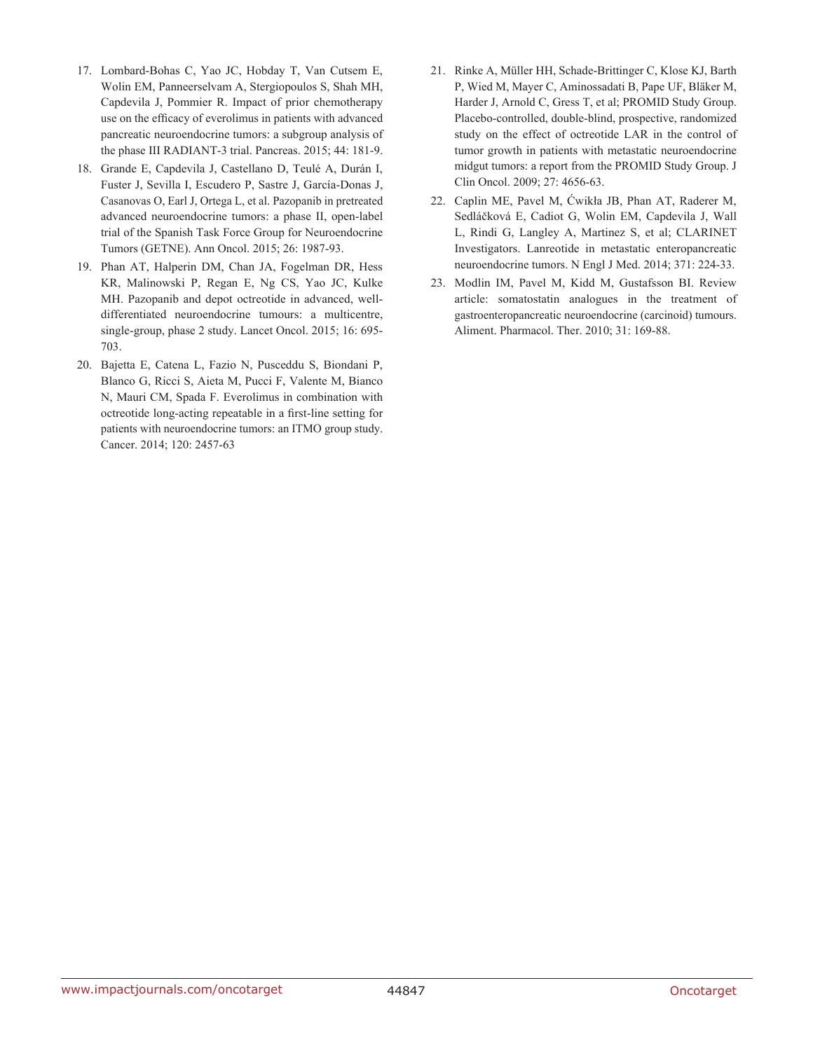17. Lombard-Bohas C, Yao JC, Hobday T, Van Cutsem E, Wolin EM, Panneerselvam A, Stergiopoulos S, Shah MH, Capdevila J, Pommier R. Impact of prior chemotherapy use on the efficacy of everolimus in patients with advanced pancreatic neuroendocrine tumors: a subgroup analysis of the phase III RADIANT-3 trial. Pancreas. 2015; 44: 181-9.
18. Grande E, Capdevila J, Castellano D, Teulé A, Durán I, Fuster J, Sevilla I, Escudero P, Sastre J, García-Donas J, Casanovas O, Earl J, Ortega L, et al. Pazopanib in pretreated advanced neuroendocrine tumors: a phase II, open-label trial of the Spanish Task Force Group for Neuroendocrine Tumors (GETNE). Ann Oncol. 2015; 26: 1987-93.
19. Phan AT, Halperin DM, Chan JA, Fogelman DR, Hess KR, Malinowski P, Regan E, Ng CS, Yao JC, Kulke MH. Pazopanib and depot octreotide in advanced, well-differentiated neuroendocrine tumours: a multicentre, single-group, phase 2 study. Lancet Oncol. 2015; 16: 695-703.
20. Bajetta E, Catena L, Fazio N, Pusceddu S, Biondani P, Blanco G, Ricci S, Aieta M, Pucci F, Valente M, Bianco N, Mauri CM, Spada F. Everolimus in combination with octreotide long-acting repeatable in a first-line setting for patients with neuroendocrine tumors: an ITMO group study. Cancer. 2014; 120: 2457-63
21. Rinke A, Müller HH, Schade-Brittinger C, Klose KJ, Barth P, Wied M, Mayer C, Aminossadati B, Pape UF, Bläker M, Harder J, Arnold C, Gress T, et al; PROMID Study Group. Placebo-controlled, double-blind, prospective, randomized study on the effect of octreotide LAR in the control of tumor growth in patients with metastatic neuroendocrine midgut tumors: a report from the PROMID Study Group. J Clin Oncol. 2009; 27: 4656-63.
22. Caplin ME, Pavel M, Ćwikła JB, Phan AT, Raderer M, Sedláčková E, Cadiot G, Wolin EM, Capdevila J, Wall L, Rindi G, Langley A, Martinez S, et al; CLARINET Investigators. Lanreotide in metastatic enteropancreatic neuroendocrine tumors. N Engl J Med. 2014; 371: 224-33.
23. Modlin IM, Pavel M, Kidd M, Gustafsson BI. Review article: somatostatin analogues in the treatment of gastroenteropancreatic neuroendocrine (carcinoid) tumours. Aliment. Pharmacol. Ther. 2010; 31: 169-88.